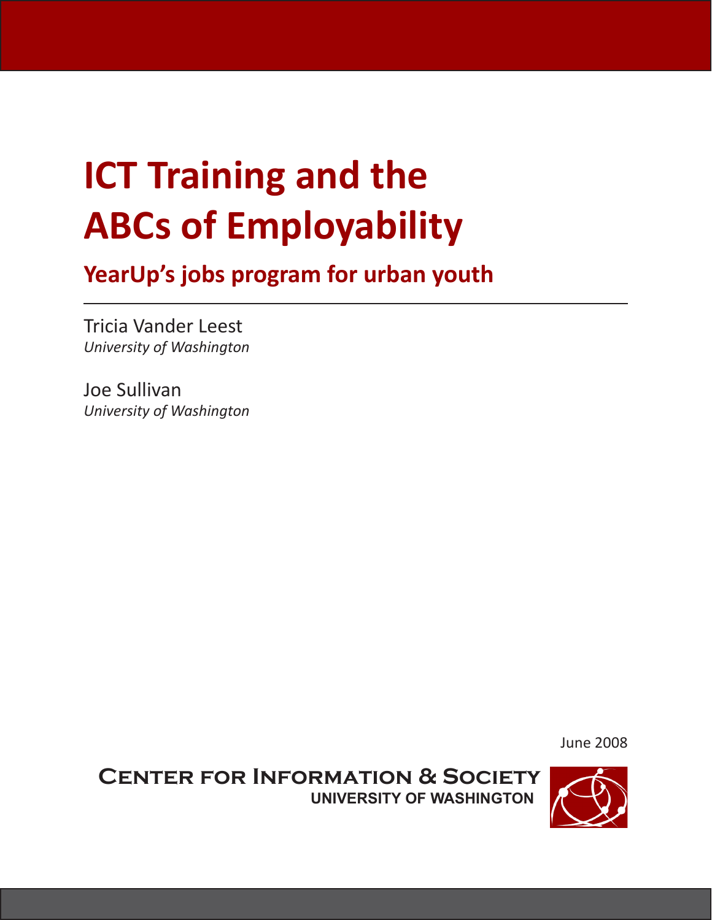# ICT Training and the ABCs of Employability

## YearUp's jobs program for urban youth

Tricia Vander Leest
*University of Washington*

Joe Sullivan
*University of Washington*

June 2008

**Center for Information & Society**
**UNIVERSITY OF WASHINGTON**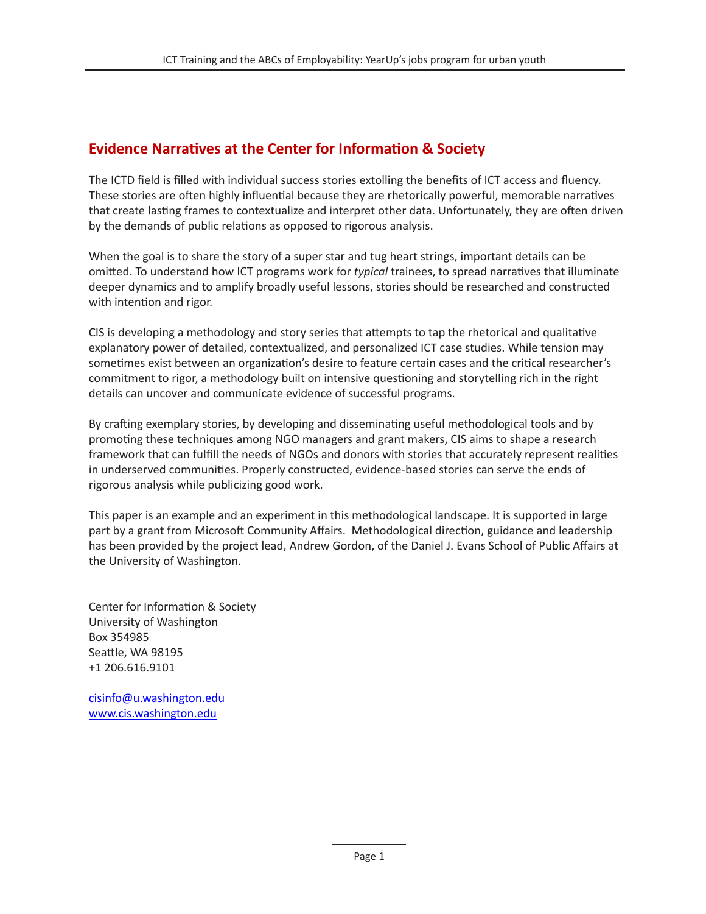## Evidence Narratives at the Center for Information & Society

The ICTD field is filled with individual success stories extolling the benefits of ICT access and fluency. These stories are often highly influential because they are rhetorically powerful, memorable narratives that create lasting frames to contextualize and interpret other data. Unfortunately, they are often driven by the demands of public relations as opposed to rigorous analysis.

When the goal is to share the story of a super star and tug heart strings, important details can be omitted. To understand how ICT programs work for *typical* trainees, to spread narratives that illuminate deeper dynamics and to amplify broadly useful lessons, stories should be researched and constructed with intention and rigor.

CIS is developing a methodology and story series that attempts to tap the rhetorical and qualitative explanatory power of detailed, contextualized, and personalized ICT case studies. While tension may sometimes exist between an organization's desire to feature certain cases and the critical researcher's commitment to rigor, a methodology built on intensive questioning and storytelling rich in the right details can uncover and communicate evidence of successful programs.

By crafting exemplary stories, by developing and disseminating useful methodological tools and by promoting these techniques among NGO managers and grant makers, CIS aims to shape a research framework that can fulfill the needs of NGOs and donors with stories that accurately represent realities in underserved communities. Properly constructed, evidence-based stories can serve the ends of rigorous analysis while publicizing good work.

This paper is an example and an experiment in this methodological landscape. It is supported in large part by a grant from Microsoft Community Affairs. Methodological direction, guidance and leadership has been provided by the project lead, Andrew Gordon, of the Daniel J. Evans School of Public Affairs at the University of Washington.

Center for Information & Society
University of Washington
Box 354985
Seattle, WA 98195
+1 206.616.9101

cisinfo@u.washington.edu
www.cis.washington.edu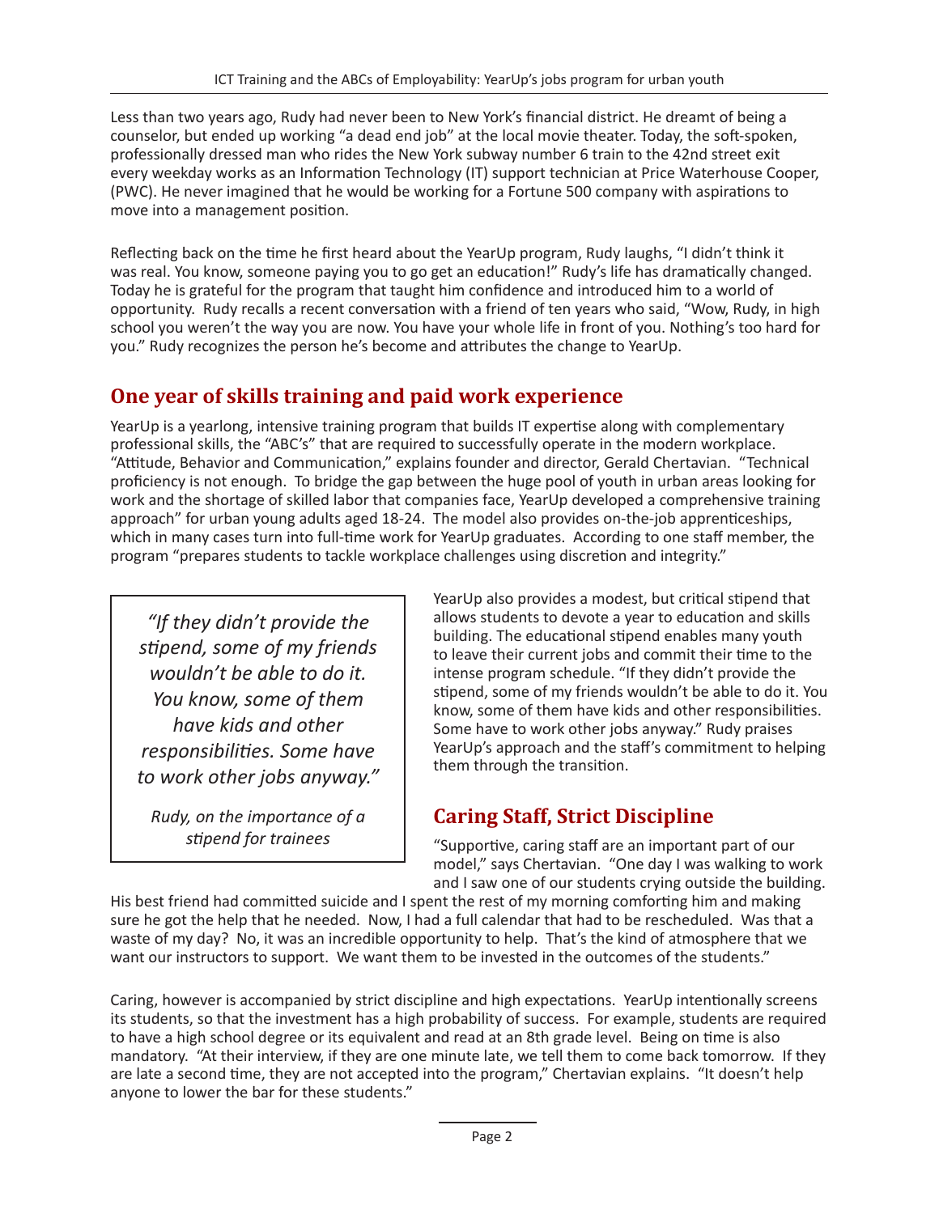Less than two years ago, Rudy had never been to New York's financial district. He dreamt of being a counselor, but ended up working "a dead end job" at the local movie theater. Today, the soft-spoken, professionally dressed man who rides the New York subway number 6 train to the 42nd street exit every weekday works as an Information Technology (IT) support technician at Price Waterhouse Cooper, (PWC). He never imagined that he would be working for a Fortune 500 company with aspirations to move into a management position.

Reflecting back on the time he first heard about the YearUp program, Rudy laughs, "I didn't think it was real. You know, someone paying you to go get an education!" Rudy's life has dramatically changed. Today he is grateful for the program that taught him confidence and introduced him to a world of opportunity. Rudy recalls a recent conversation with a friend of ten years who said, "Wow, Rudy, in high school you weren't the way you are now. You have your whole life in front of you. Nothing's too hard for you." Rudy recognizes the person he's become and attributes the change to YearUp.

## One year of skills training and paid work experience

YearUp is a yearlong, intensive training program that builds IT expertise along with complementary professional skills, the "ABC's" that are required to successfully operate in the modern workplace. "Attitude, Behavior and Communication," explains founder and director, Gerald Chertavian. "Technical proficiency is not enough. To bridge the gap between the huge pool of youth in urban areas looking for work and the shortage of skilled labor that companies face, YearUp developed a comprehensive training approach" for urban young adults aged 18-24. The model also provides on-the-job apprenticeships, which in many cases turn into full-time work for YearUp graduates. According to one staff member, the program "prepares students to tackle workplace challenges using discretion and integrity."

> *"If they didn't provide the stipend, some of my friends wouldn't be able to do it. You know, some of them have kids and other responsibilities. Some have to work other jobs anyway."*
>
> *Rudy, on the importance of a stipend for trainees*

YearUp also provides a modest, but critical stipend that allows students to devote a year to education and skills building. The educational stipend enables many youth to leave their current jobs and commit their time to the intense program schedule. "If they didn't provide the stipend, some of my friends wouldn't be able to do it. You know, some of them have kids and other responsibilities. Some have to work other jobs anyway." Rudy praises YearUp's approach and the staff's commitment to helping them through the transition.

## Caring Staff, Strict Discipline

"Supportive, caring staff are an important part of our model," says Chertavian. "One day I was walking to work and I saw one of our students crying outside the building. His best friend had committed suicide and I spent the rest of my morning comforting him and making sure he got the help that he needed. Now, I had a full calendar that had to be rescheduled. Was that a waste of my day? No, it was an incredible opportunity to help. That's the kind of atmosphere that we want our instructors to support. We want them to be invested in the outcomes of the students."

Caring, however is accompanied by strict discipline and high expectations. YearUp intentionally screens its students, so that the investment has a high probability of success. For example, students are required to have a high school degree or its equivalent and read at an 8th grade level. Being on time is also mandatory. "At their interview, if they are one minute late, we tell them to come back tomorrow. If they are late a second time, they are not accepted into the program," Chertavian explains. "It doesn't help anyone to lower the bar for these students."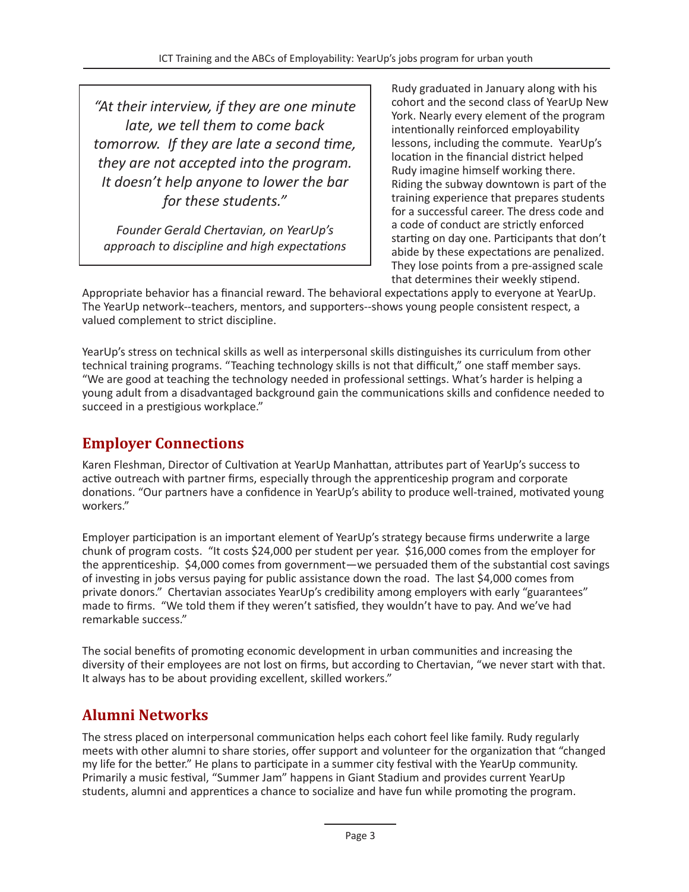> *"At their interview, if they are one minute late, we tell them to come back tomorrow. If they are late a second time, they are not accepted into the program. It doesn't help anyone to lower the bar for these students."*
>
> *Founder Gerald Chertavian, on YearUp's approach to discipline and high expectations*

Rudy graduated in January along with his cohort and the second class of YearUp New York. Nearly every element of the program intentionally reinforced employability lessons, including the commute. YearUp's location in the financial district helped Rudy imagine himself working there. Riding the subway downtown is part of the training experience that prepares students for a successful career. The dress code and a code of conduct are strictly enforced starting on day one. Participants that don't abide by these expectations are penalized. They lose points from a pre-assigned scale that determines their weekly stipend. Appropriate behavior has a financial reward. The behavioral expectations apply to everyone at YearUp. The YearUp network--teachers, mentors, and supporters--shows young people consistent respect, a valued complement to strict discipline.

YearUp's stress on technical skills as well as interpersonal skills distinguishes its curriculum from other technical training programs. "Teaching technology skills is not that difficult," one staff member says. "We are good at teaching the technology needed in professional settings. What's harder is helping a young adult from a disadvantaged background gain the communications skills and confidence needed to succeed in a prestigious workplace."

## Employer Connections

Karen Fleshman, Director of Cultivation at YearUp Manhattan, attributes part of YearUp's success to active outreach with partner firms, especially through the apprenticeship program and corporate donations. "Our partners have a confidence in YearUp's ability to produce well-trained, motivated young workers."

Employer participation is an important element of YearUp's strategy because firms underwrite a large chunk of program costs. "It costs $24,000 per student per year. $16,000 comes from the employer for the apprenticeship. $4,000 comes from government—we persuaded them of the substantial cost savings of investing in jobs versus paying for public assistance down the road. The last $4,000 comes from private donors." Chertavian associates YearUp's credibility among employers with early "guarantees" made to firms. "We told them if they weren't satisfied, they wouldn't have to pay. And we've had remarkable success."

The social benefits of promoting economic development in urban communities and increasing the diversity of their employees are not lost on firms, but according to Chertavian, "we never start with that. It always has to be about providing excellent, skilled workers."

## Alumni Networks

The stress placed on interpersonal communication helps each cohort feel like family. Rudy regularly meets with other alumni to share stories, offer support and volunteer for the organization that "changed my life for the better." He plans to participate in a summer city festival with the YearUp community. Primarily a music festival, "Summer Jam" happens in Giant Stadium and provides current YearUp students, alumni and apprentices a chance to socialize and have fun while promoting the program.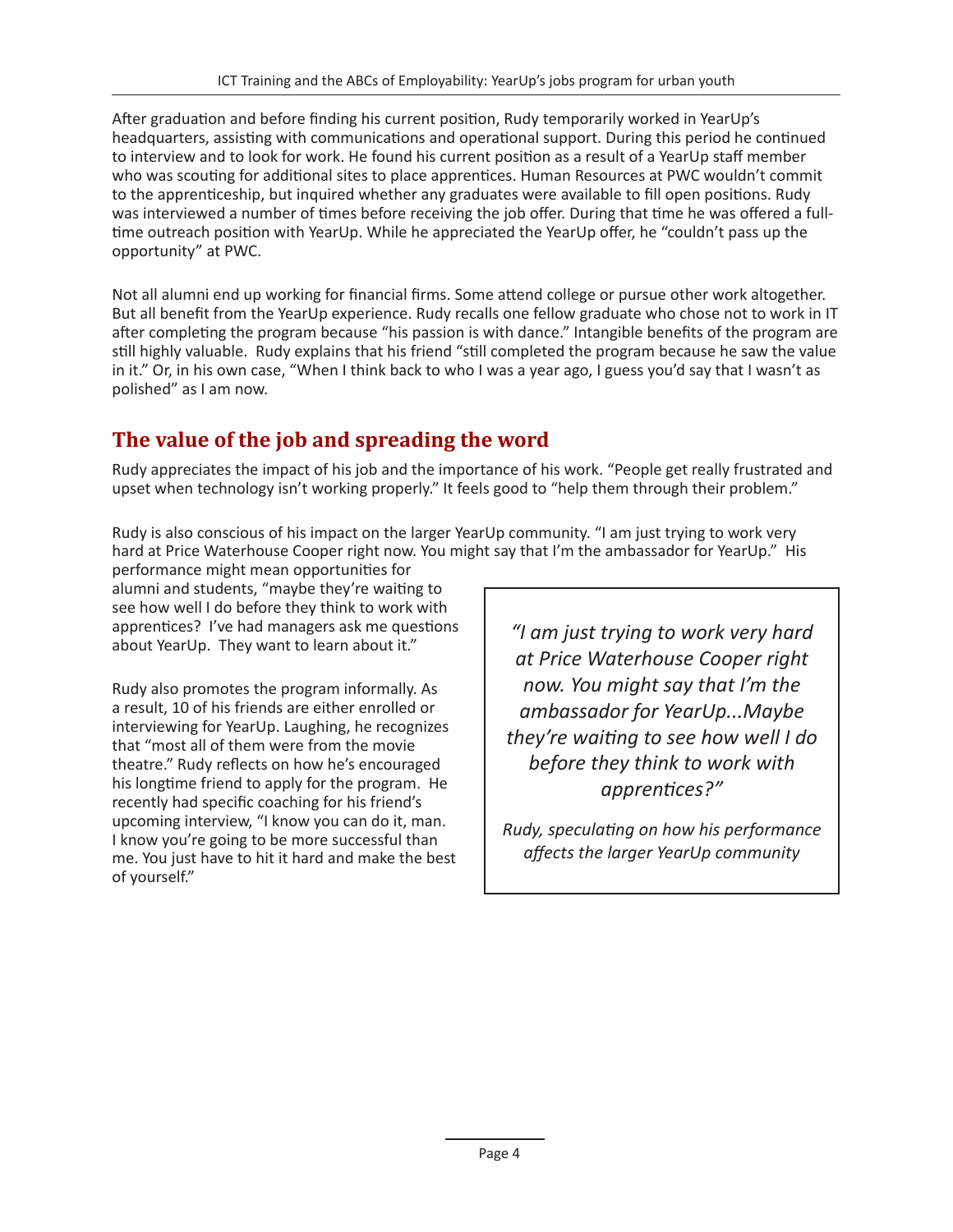After graduation and before finding his current position, Rudy temporarily worked in YearUp's headquarters, assisting with communications and operational support. During this period he continued to interview and to look for work. He found his current position as a result of a YearUp staff member who was scouting for additional sites to place apprentices. Human Resources at PWC wouldn't commit to the apprenticeship, but inquired whether any graduates were available to fill open positions. Rudy was interviewed a number of times before receiving the job offer. During that time he was offered a full-time outreach position with YearUp. While he appreciated the YearUp offer, he "couldn't pass up the opportunity" at PWC.

Not all alumni end up working for financial firms. Some attend college or pursue other work altogether. But all benefit from the YearUp experience. Rudy recalls one fellow graduate who chose not to work in IT after completing the program because "his passion is with dance." Intangible benefits of the program are still highly valuable. Rudy explains that his friend "still completed the program because he saw the value in it." Or, in his own case, "When I think back to who I was a year ago, I guess you'd say that I wasn't as polished" as I am now.

## The value of the job and spreading the word

Rudy appreciates the impact of his job and the importance of his work. "People get really frustrated and upset when technology isn't working properly." It feels good to "help them through their problem."

Rudy is also conscious of his impact on the larger YearUp community. "I am just trying to work very hard at Price Waterhouse Cooper right now. You might say that I'm the ambassador for YearUp." His performance might mean opportunities for alumni and students, "maybe they're waiting to see how well I do before they think to work with apprentices? I've had managers ask me questions about YearUp. They want to learn about it."

Rudy also promotes the program informally. As a result, 10 of his friends are either enrolled or interviewing for YearUp. Laughing, he recognizes that "most all of them were from the movie theatre." Rudy reflects on how he's encouraged his longtime friend to apply for the program. He recently had specific coaching for his friend's upcoming interview, "I know you can do it, man. I know you're going to be more successful than me. You just have to hit it hard and make the best of yourself."

> *"I am just trying to work very hard at Price Waterhouse Cooper right now. You might say that I'm the ambassador for YearUp...Maybe they're waiting to see how well I do before they think to work with apprentices?"*
>
> *Rudy, speculating on how his performance affects the larger YearUp community*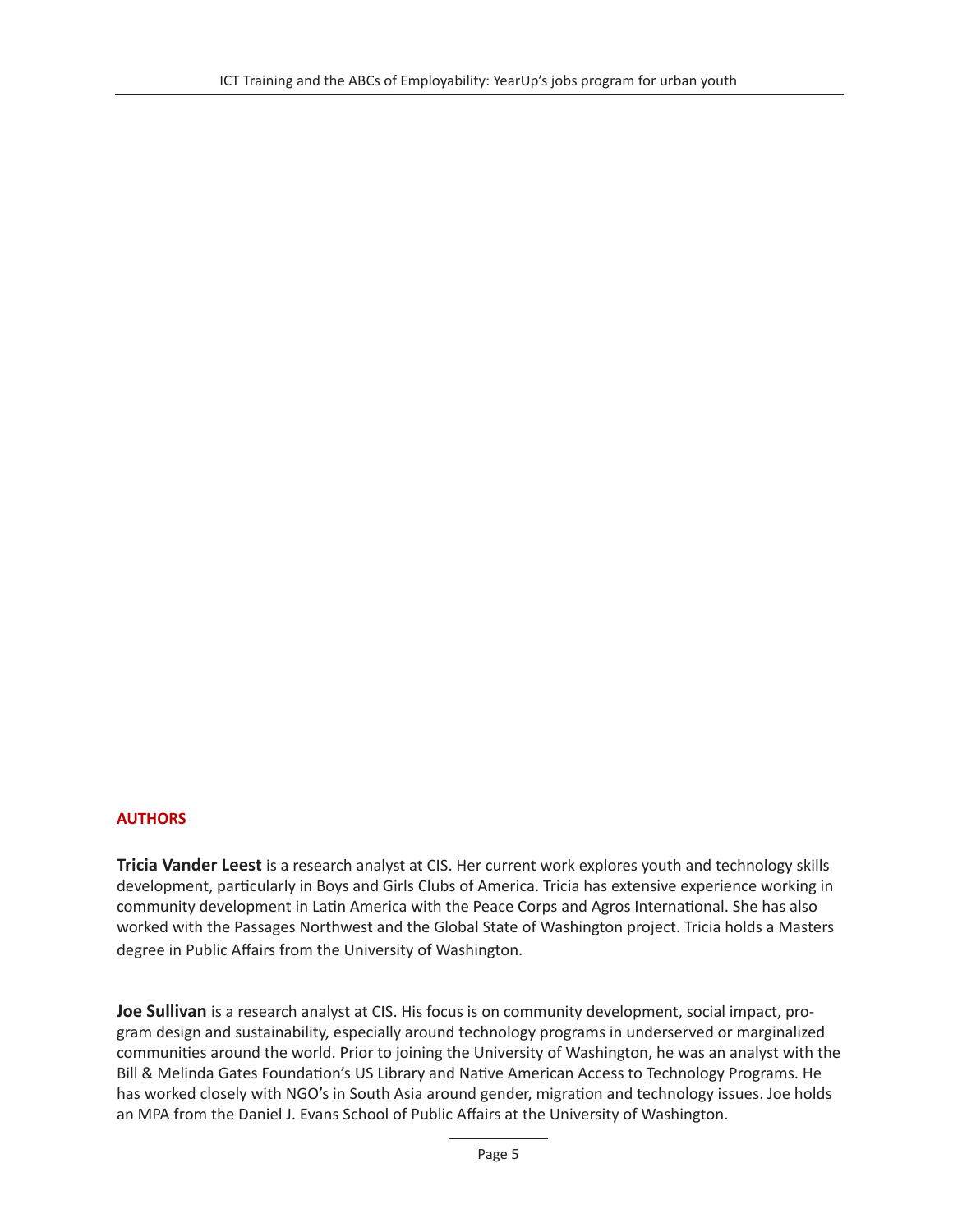## AUTHORS

**Tricia Vander Leest** is a research analyst at CIS. Her current work explores youth and technology skills development, particularly in Boys and Girls Clubs of America. Tricia has extensive experience working in community development in Latin America with the Peace Corps and Agros International. She has also worked with the Passages Northwest and the Global State of Washington project. Tricia holds a Masters degree in Public Affairs from the University of Washington.

**Joe Sullivan** is a research analyst at CIS. His focus is on community development, social impact, program design and sustainability, especially around technology programs in underserved or marginalized communities around the world. Prior to joining the University of Washington, he was an analyst with the Bill & Melinda Gates Foundation's US Library and Native American Access to Technology Programs. He has worked closely with NGO's in South Asia around gender, migration and technology issues. Joe holds an MPA from the Daniel J. Evans School of Public Affairs at the University of Washington.